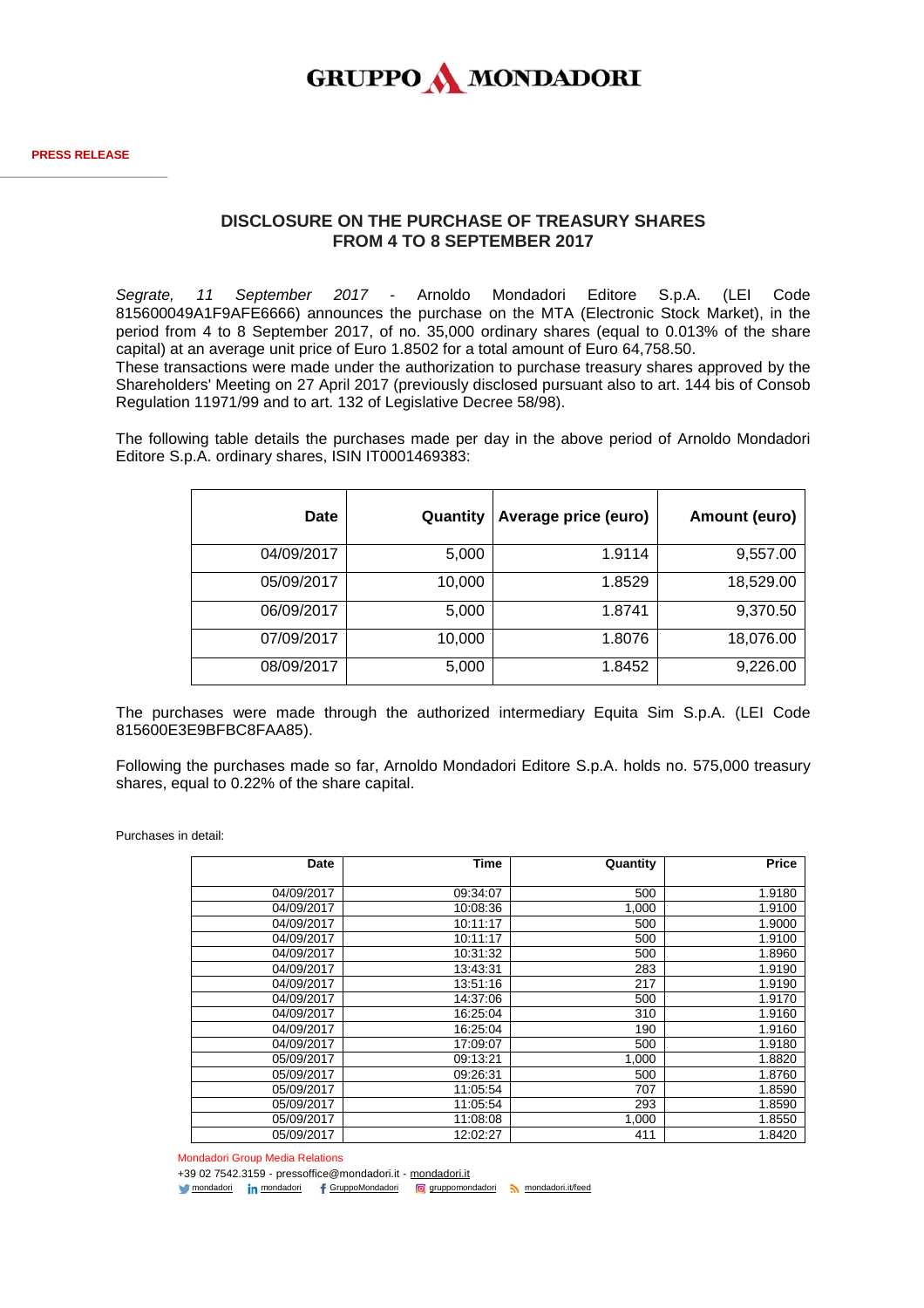GRUPPO MONDADORI

**PRESS RELEASE**

## DISCLOSURE ON THE PURCHASE OF TREASURY SHARES FROM 4 TO 8 SEPTEMBER 2017

*Segrate, 11 September 2017* - Arnoldo Mondadori Editore S.p.A. (LEI Code 815600049A1F9AFE6666) announces the purchase on the MTA (Electronic Stock Market), in the period from 4 to 8 September 2017, of no. 35,000 ordinary shares (equal to 0.013% of the share capital) at an average unit price of Euro 1.8502 for a total amount of Euro 64,758.50.
These transactions were made under the authorization to purchase treasury shares approved by the Shareholders' Meeting on 27 April 2017 (previously disclosed pursuant also to art. 144 bis of Consob Regulation 11971/99 and to art. 132 of Legislative Decree 58/98).

The following table details the purchases made per day in the above period of Arnoldo Mondadori Editore S.p.A. ordinary shares, ISIN IT0001469383:

| Date | Quantity | Average price (euro) | Amount (euro) |
|---:|---:|---:|---:|
| 04/09/2017 | 5,000 | 1.9114 | 9,557.00 |
| 05/09/2017 | 10,000 | 1.8529 | 18,529.00 |
| 06/09/2017 | 5,000 | 1.8741 | 9,370.50 |
| 07/09/2017 | 10,000 | 1.8076 | 18,076.00 |
| 08/09/2017 | 5,000 | 1.8452 | 9,226.00 |

The purchases were made through the authorized intermediary Equita Sim S.p.A. (LEI Code 815600E3E9BFBC8FAA85).

Following the purchases made so far, Arnoldo Mondadori Editore S.p.A. holds no. 575,000 treasury shares, equal to 0.22% of the share capital.

Purchases in detail:

| Date | Time | Quantity | Price |
|---:|---:|---:|---:|
| 04/09/2017 | 09:34:07 | 500 | 1.9180 |
| 04/09/2017 | 10:08:36 | 1,000 | 1.9100 |
| 04/09/2017 | 10:11:17 | 500 | 1.9000 |
| 04/09/2017 | 10:11:17 | 500 | 1.9100 |
| 04/09/2017 | 10:31:32 | 500 | 1.8960 |
| 04/09/2017 | 13:43:31 | 283 | 1.9190 |
| 04/09/2017 | 13:51:16 | 217 | 1.9190 |
| 04/09/2017 | 14:37:06 | 500 | 1.9170 |
| 04/09/2017 | 16:25:04 | 310 | 1.9160 |
| 04/09/2017 | 16:25:04 | 190 | 1.9160 |
| 04/09/2017 | 17:09:07 | 500 | 1.9180 |
| 05/09/2017 | 09:13:21 | 1,000 | 1.8820 |
| 05/09/2017 | 09:26:31 | 500 | 1.8760 |
| 05/09/2017 | 11:05:54 | 707 | 1.8590 |
| 05/09/2017 | 11:05:54 | 293 | 1.8590 |
| 05/09/2017 | 11:08:08 | 1,000 | 1.8550 |
| 05/09/2017 | 12:02:27 | 411 | 1.8420 |

Mondadori Group Media Relations
+39 02 7542.3159 - pressoffice@mondadori.it - mondadori.it
mondadori | mondadori | GruppoMondadori | gruppomondadori | mondadori.it/feed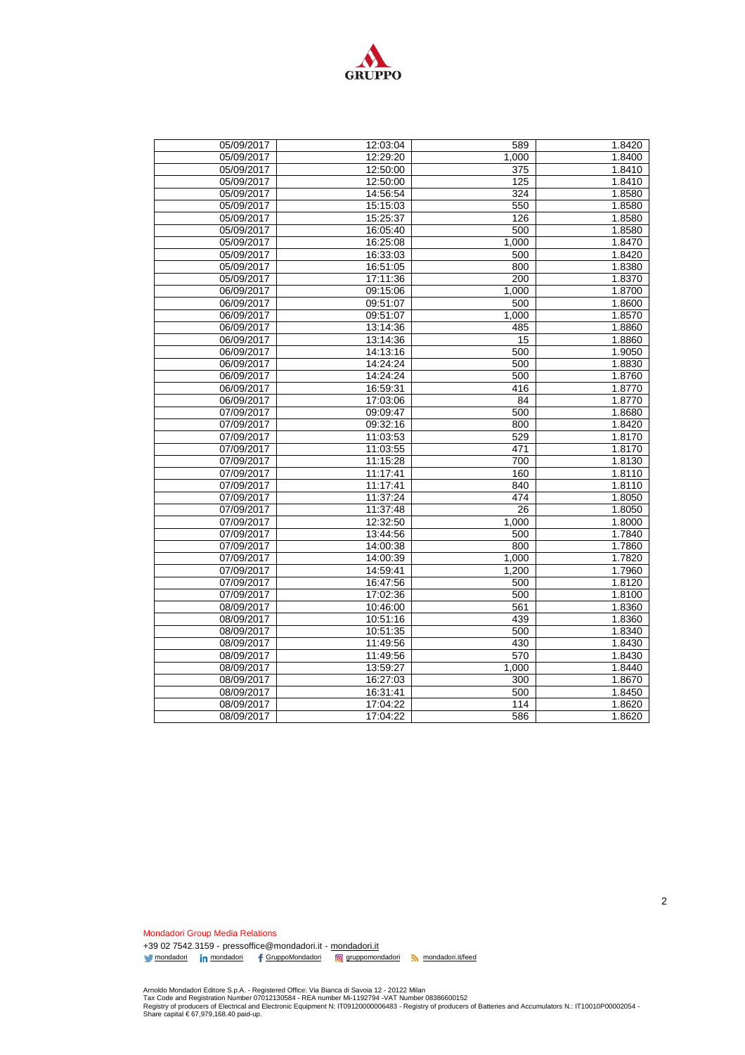| | | | |
|---|---|---|---|
| 05/09/2017 | 12:03:04 | 589 | 1.8420 |
| 05/09/2017 | 12:29:20 | 1,000 | 1.8400 |
| 05/09/2017 | 12:50:00 | 375 | 1.8410 |
| 05/09/2017 | 12:50:00 | 125 | 1.8410 |
| 05/09/2017 | 14:56:54 | 324 | 1.8580 |
| 05/09/2017 | 15:15:03 | 550 | 1.8580 |
| 05/09/2017 | 15:25:37 | 126 | 1.8580 |
| 05/09/2017 | 16:05:40 | 500 | 1.8580 |
| 05/09/2017 | 16:25:08 | 1,000 | 1.8470 |
| 05/09/2017 | 16:33:03 | 500 | 1.8420 |
| 05/09/2017 | 16:51:05 | 800 | 1.8380 |
| 05/09/2017 | 17:11:36 | 200 | 1.8370 |
| 06/09/2017 | 09:15:06 | 1,000 | 1.8700 |
| 06/09/2017 | 09:51:07 | 500 | 1.8600 |
| 06/09/2017 | 09:51:07 | 1,000 | 1.8570 |
| 06/09/2017 | 13:14:36 | 485 | 1.8860 |
| 06/09/2017 | 13:14:36 | 15 | 1.8860 |
| 06/09/2017 | 14:13:16 | 500 | 1.9050 |
| 06/09/2017 | 14:24:24 | 500 | 1.8830 |
| 06/09/2017 | 14:24:24 | 500 | 1.8760 |
| 06/09/2017 | 16:59:31 | 416 | 1.8770 |
| 06/09/2017 | 17:03:06 | 84 | 1.8770 |
| 07/09/2017 | 09:09:47 | 500 | 1.8680 |
| 07/09/2017 | 09:32:16 | 800 | 1.8420 |
| 07/09/2017 | 11:03:53 | 529 | 1.8170 |
| 07/09/2017 | 11:03:55 | 471 | 1.8170 |
| 07/09/2017 | 11:15:28 | 700 | 1.8130 |
| 07/09/2017 | 11:17:41 | 160 | 1.8110 |
| 07/09/2017 | 11:17:41 | 840 | 1.8110 |
| 07/09/2017 | 11:37:24 | 474 | 1.8050 |
| 07/09/2017 | 11:37:48 | 26 | 1.8050 |
| 07/09/2017 | 12:32:50 | 1,000 | 1.8000 |
| 07/09/2017 | 13:44:56 | 500 | 1.7840 |
| 07/09/2017 | 14:00:38 | 800 | 1.7860 |
| 07/09/2017 | 14:00:39 | 1,000 | 1.7820 |
| 07/09/2017 | 14:59:41 | 1,200 | 1.7960 |
| 07/09/2017 | 16:47:56 | 500 | 1.8120 |
| 07/09/2017 | 17:02:36 | 500 | 1.8100 |
| 08/09/2017 | 10:46:00 | 561 | 1.8360 |
| 08/09/2017 | 10:51:16 | 439 | 1.8360 |
| 08/09/2017 | 10:51:35 | 500 | 1.8340 |
| 08/09/2017 | 11:49:56 | 430 | 1.8430 |
| 08/09/2017 | 11:49:56 | 570 | 1.8430 |
| 08/09/2017 | 13:59:27 | 1,000 | 1.8440 |
| 08/09/2017 | 16:27:03 | 300 | 1.8670 |
| 08/09/2017 | 16:31:41 | 500 | 1.8450 |
| 08/09/2017 | 17:04:22 | 114 | 1.8620 |
| 08/09/2017 | 17:04:22 | 586 | 1.8620 |

Mondadori Group Media Relations

+39 02 7542.3159 - pressoffice@mondadori.it - mondadori.it

mondadori | mondadori | GruppoMondadori | gruppomondadori | mondadori.it/feed

Arnoldo Mondadori Editore S.p.A. - Registered Office: Via Bianca di Savoia 12 - 20122 Milan
Tax Code and Registration Number 07012130584 - REA number Mi-1192794 -VAT Number 08386600152
Registry of producers of Electrical and Electronic Equipment N: IT09120000006483 - Registry of producers of Batteries and Accumulators N.: IT10010P00002054 - Share capital € 67,979,168.40 paid-up.